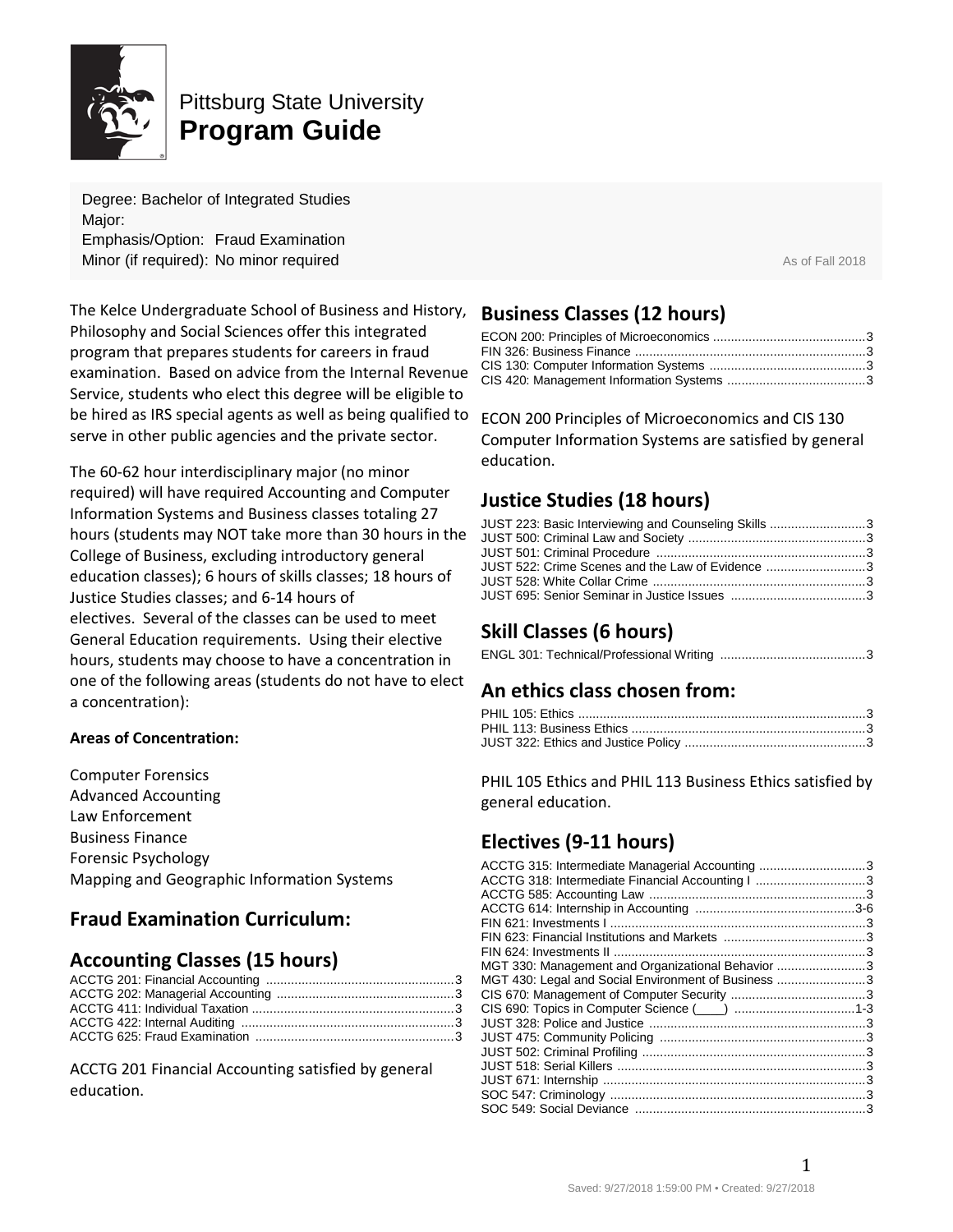Pittsburg State University

# Program Guide

Degree: Bachelor of Integrated Studies
Major:
Emphasis/Option: Fraud Examination
Minor (if required): No minor required

As of Fall 2018

The Kelce Undergraduate School of Business and History, Philosophy and Social Sciences offer this integrated program that prepares students for careers in fraud examination. Based on advice from the Internal Revenue Service, students who elect this degree will be eligible to be hired as IRS special agents as well as being qualified to serve in other public agencies and the private sector.

The 60-62 hour interdisciplinary major (no minor required) will have required Accounting and Computer Information Systems and Business classes totaling 27 hours (students may NOT take more than 30 hours in the College of Business, excluding introductory general education classes); 6 hours of skills classes; 18 hours of Justice Studies classes; and 6-14 hours of electives. Several of the classes can be used to meet General Education requirements. Using their elective hours, students may choose to have a concentration in one of the following areas (students do not have to elect a concentration):

**Areas of Concentration:**

Computer Forensics
Advanced Accounting
Law Enforcement
Business Finance
Forensic Psychology
Mapping and Geographic Information Systems

## Fraud Examination Curriculum:

## Accounting Classes (15 hours)

ACCTG 201: Financial Accounting ....................................................3
ACCTG 202: Managerial Accounting ..................................................3
ACCTG 411: Individual Taxation ........................................................3
ACCTG 422: Internal Auditing ...........................................................3
ACCTG 625: Fraud Examination .......................................................3

ACCTG 201 Financial Accounting satisfied by general education.

## Business Classes (12 hours)

ECON 200: Principles of Microeconomics ..........................................3
FIN 326: Business Finance ................................................................3
CIS 130: Computer Information Systems ...........................................3
CIS 420: Management Information Systems ......................................3

ECON 200 Principles of Microeconomics and CIS 130 Computer Information Systems are satisfied by general education.

## Justice Studies (18 hours)

JUST 223: Basic Interviewing and Counseling Skills ...........................3
JUST 500: Criminal Law and Society .................................................3
JUST 501: Criminal Procedure ..........................................................3
JUST 522: Crime Scenes and the Law of Evidence ............................3
JUST 528: White Collar Crime ...........................................................3
JUST 695: Senior Seminar in Justice Issues ......................................3

## Skill Classes (6 hours)

ENGL 301: Technical/Professional Writing .........................................3

## An ethics class chosen from:

PHIL 105: Ethics ................................................................................3
PHIL 113: Business Ethics .................................................................3
JUST 322: Ethics and Justice Policy ..................................................3

PHIL 105 Ethics and PHIL 113 Business Ethics satisfied by general education.

## Electives (9-11 hours)

ACCTG 315: Intermediate Managerial Accounting ..............................3
ACCTG 318: Intermediate Financial Accounting I ...............................3
ACCTG 585: Accounting Law ............................................................3
ACCTG 614: Internship in Accounting ............................................3-6
FIN 621: Investments I .......................................................................3
FIN 623: Financial Institutions and Markets ........................................3
FIN 624: Investments II ......................................................................3
MGT 330: Management and Organizational Behavior .........................3
MGT 430: Legal and Social Environment of Business .........................3
CIS 670: Management of Computer Security ......................................3
CIS 690: Topics in Computer Science (____) ..................................1-3
JUST 328: Police and Justice ............................................................3
JUST 475: Community Policing .........................................................3
JUST 502: Criminal Profiling ..............................................................3
JUST 518: Serial Killers .....................................................................3
JUST 671: Internship .........................................................................3
SOC 547: Criminology .......................................................................3
SOC 549: Social Deviance ................................................................3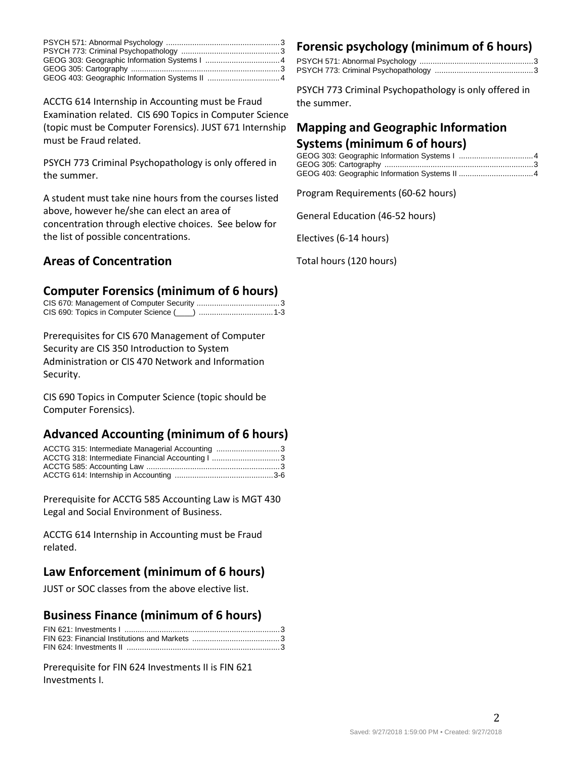PSYCH 571: Abnormal Psychology ....................................................3
PSYCH 773: Criminal Psychopathology .............................................3
GEOG 303: Geographic Information Systems I ..................................4
GEOG 305: Cartography ....................................................................3
GEOG 403: Geographic Information Systems II .................................4

ACCTG 614 Internship in Accounting must be Fraud Examination related. CIS 690 Topics in Computer Science (topic must be Computer Forensics). JUST 671 Internship must be Fraud related.

PSYCH 773 Criminal Psychopathology is only offered in the summer.

A student must take nine hours from the courses listed above, however he/she can elect an area of concentration through elective choices. See below for the list of possible concentrations.

## Areas of Concentration

## Computer Forensics (minimum of 6 hours)

CIS 670: Management of Computer Security ......................................3
CIS 690: Topics in Computer Science (____) ..................................1-3

Prerequisites for CIS 670 Management of Computer Security are CIS 350 Introduction to System Administration or CIS 470 Network and Information Security.

CIS 690 Topics in Computer Science (topic should be Computer Forensics).

## Advanced Accounting (minimum of 6 hours)

ACCTG 315: Intermediate Managerial Accounting .............................3
ACCTG 318: Intermediate Financial Accounting I ...............................3
ACCTG 585: Accounting Law ............................................................3
ACCTG 614: Internship in Accounting .............................................3-6

Prerequisite for ACCTG 585 Accounting Law is MGT 430 Legal and Social Environment of Business.

ACCTG 614 Internship in Accounting must be Fraud related.

## Law Enforcement (minimum of 6 hours)

JUST or SOC classes from the above elective list.

## Business Finance (minimum of 6 hours)

FIN 621: Investments I .......................................................................3
FIN 623: Financial Institutions and Markets ........................................3
FIN 624: Investments II ......................................................................3

Prerequisite for FIN 624 Investments II is FIN 621 Investments I.

## Forensic psychology (minimum of 6 hours)

PSYCH 571: Abnormal Psychology ....................................................3
PSYCH 773: Criminal Psychopathology .............................................3

PSYCH 773 Criminal Psychopathology is only offered in the summer.

## Mapping and Geographic Information Systems (minimum 6 of hours)

GEOG 303: Geographic Information Systems I ..................................4
GEOG 305: Cartography ....................................................................3
GEOG 403: Geographic Information Systems II ..................................4

Program Requirements (60-62 hours)

General Education (46-52 hours)

Electives (6-14 hours)

Total hours (120 hours)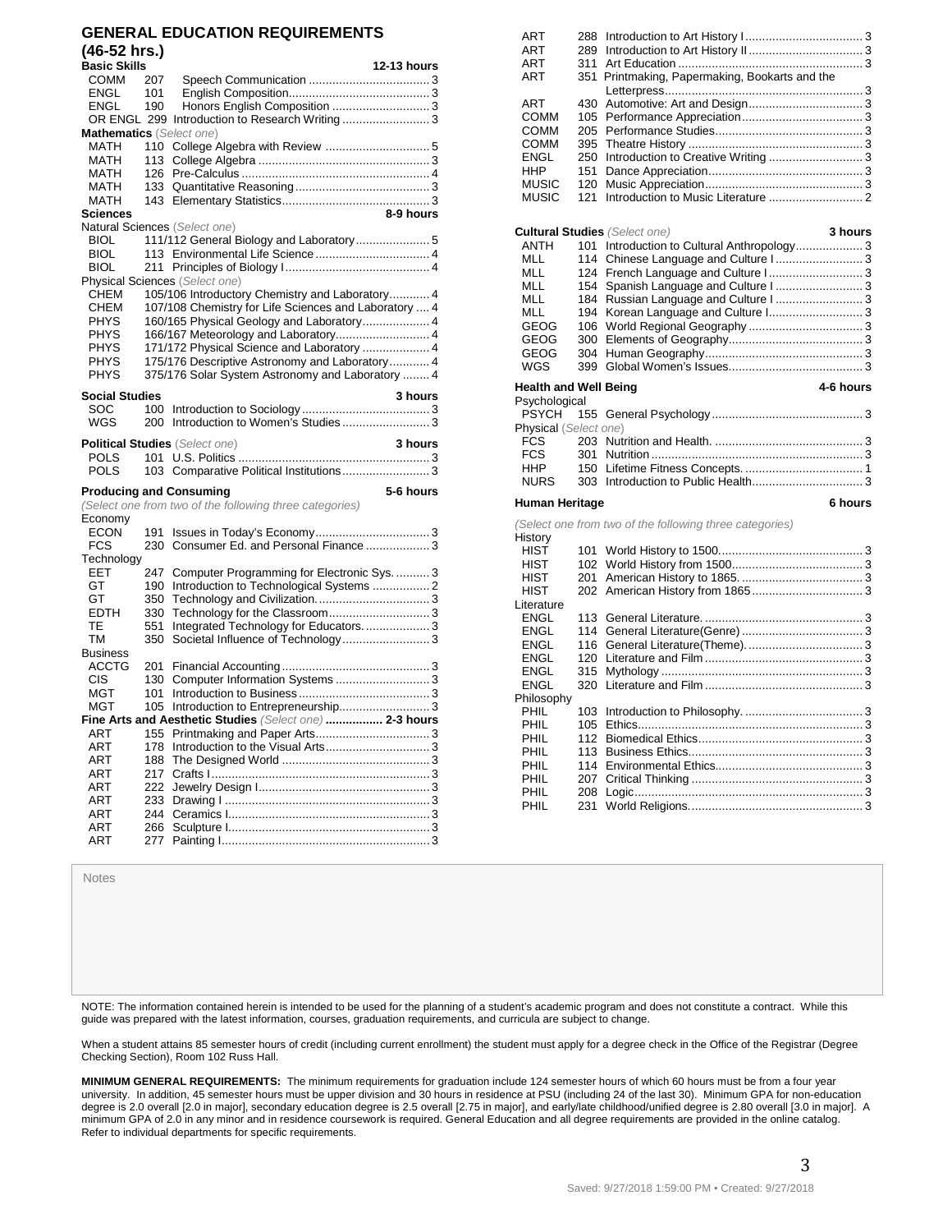## GENERAL EDUCATION REQUIREMENTS

### (46-52 hrs.)

**Basic Skills** **12-13 hours**

| | | | |
|---|---|---|---|
| COMM | 207 | Speech Communication | 3 |
| ENGL | 101 | English Composition | 3 |
| ENGL | 190 | Honors English Composition | 3 |
| OR ENGL | 299 | Introduction to Research Writing | 3 |

**Mathematics** *(Select one)*

| | | | |
|---|---|---|---|
| MATH | 110 | College Algebra with Review | 5 |
| MATH | 113 | College Algebra | 3 |
| MATH | 126 | Pre-Calculus | 4 |
| MATH | 133 | Quantitative Reasoning | 3 |
| MATH | 143 | Elementary Statistics | 3 |

**Sciences** **8-9 hours**

Natural Sciences *(Select one)*

| | | | |
|---|---|---|---|
| BIOL | 111/112 | General Biology and Laboratory | 5 |
| BIOL | 113 | Environmental Life Science | 4 |
| BIOL | 211 | Principles of Biology I | 4 |

Physical Sciences *(Select one)*

| | | | |
|---|---|---|---|
| CHEM | 105/106 | Introductory Chemistry and Laboratory | 4 |
| CHEM | 107/108 | Chemistry for Life Sciences and Laboratory | 4 |
| PHYS | 160/165 | Physical Geology and Laboratory | 4 |
| PHYS | 166/167 | Meteorology and Laboratory | 4 |
| PHYS | 171/172 | Physical Science and Laboratory | 4 |
| PHYS | 175/176 | Descriptive Astronomy and Laboratory | 4 |
| PHYS | 375/176 | Solar System Astronomy and Laboratory | 4 |

**Social Studies** **3 hours**

| | | | |
|---|---|---|---|
| SOC | 100 | Introduction to Sociology | 3 |
| WGS | 200 | Introduction to Women's Studies | 3 |

**Political Studies** *(Select one)* **3 hours**

| | | | |
|---|---|---|---|
| POLS | 101 | U.S. Politics | 3 |
| POLS | 103 | Comparative Political Institutions | 3 |

**Producing and Consuming** **5-6 hours**

*(Select one from two of the following three categories)*

Economy

| | | | |
|---|---|---|---|
| ECON | 191 | Issues in Today's Economy | 3 |
| FCS | 230 | Consumer Ed. and Personal Finance | 3 |

Technology

| | | | |
|---|---|---|---|
| EET | 247 | Computer Programming for Electronic Sys. | 3 |
| GT | 190 | Introduction to Technological Systems | 2 |
| GT | 350 | Technology and Civilization. | 3 |
| EDTH | 330 | Technology for the Classroom | 3 |
| TE | 551 | Integrated Technology for Educators. | 3 |
| TM | 350 | Societal Influence of Technology | 3 |

Business

| | | | |
|---|---|---|---|
| ACCTG | 201 | Financial Accounting | 3 |
| CIS | 130 | Computer Information Systems | 3 |
| MGT | 101 | Introduction to Business | 3 |
| MGT | 105 | Introduction to Entrepreneurship | 3 |

**Fine Arts and Aesthetic Studies** *(Select one)* **2-3 hours**

| | | | |
|---|---|---|---|
| ART | 155 | Printmaking and Paper Arts | 3 |
| ART | 178 | Introduction to the Visual Arts | 3 |
| ART | 188 | The Designed World | 3 |
| ART | 217 | Crafts I | 3 |
| ART | 222 | Jewelry Design I | 3 |
| ART | 233 | Drawing I | 3 |
| ART | 244 | Ceramics I | 3 |
| ART | 266 | Sculpture I | 3 |
| ART | 277 | Painting I | 3 |
| ART | 288 | Introduction to Art History I | 3 |
| ART | 289 | Introduction to Art History II | 3 |
| ART | 311 | Art Education | 3 |
| ART | 351 | Printmaking, Papermaking, Bookarts and the Letterpress | 3 |
| ART | 430 | Automotive: Art and Design | 3 |
| COMM | 105 | Performance Appreciation | 3 |
| COMM | 205 | Performance Studies | 3 |
| COMM | 395 | Theatre History | 3 |
| ENGL | 250 | Introduction to Creative Writing | 3 |
| HHP | 151 | Dance Appreciation | 3 |
| MUSIC | 120 | Music Appreciation | 3 |
| MUSIC | 121 | Introduction to Music Literature | 2 |

**Cultural Studies** *(Select one)* **3 hours**

| | | | |
|---|---|---|---|
| ANTH | 101 | Introduction to Cultural Anthropology | 3 |
| MLL | 114 | Chinese Language and Culture I | 3 |
| MLL | 124 | French Language and Culture I | 3 |
| MLL | 154 | Spanish Language and Culture I | 3 |
| MLL | 184 | Russian Language and Culture I | 3 |
| MLL | 194 | Korean Language and Culture I | 3 |
| GEOG | 106 | World Regional Geography | 3 |
| GEOG | 300 | Elements of Geography | 3 |
| GEOG | 304 | Human Geography | 3 |
| WGS | 399 | Global Women's Issues | 3 |

**Health and Well Being** **4-6 hours**

Psychological

| | | | |
|---|---|---|---|
| PSYCH | 155 | General Psychology | 3 |

Physical *(Select one)*

| | | | |
|---|---|---|---|
| FCS | 203 | Nutrition and Health. | 3 |
| FCS | 301 | Nutrition | 3 |
| HHP | 150 | Lifetime Fitness Concepts. | 1 |
| NURS | 303 | Introduction to Public Health | 3 |

**Human Heritage** **6 hours**

*(Select one from two of the following three categories)*

History

| | | | |
|---|---|---|---|
| HIST | 101 | World History to 1500 | 3 |
| HIST | 102 | World History from 1500 | 3 |
| HIST | 201 | American History to 1865. | 3 |
| HIST | 202 | American History from 1865 | 3 |

Literature

| | | | |
|---|---|---|---|
| ENGL | 113 | General Literature. | 3 |
| ENGL | 114 | General Literature(Genre) | 3 |
| ENGL | 116 | General Literature(Theme). | 3 |
| ENGL | 120 | Literature and Film | 3 |
| ENGL | 315 | Mythology | 3 |
| ENGL | 320 | Literature and Film | 3 |

Philosophy

| | | | |
|---|---|---|---|
| PHIL | 103 | Introduction to Philosophy. | 3 |
| PHIL | 105 | Ethics | 3 |
| PHIL | 112 | Biomedical Ethics | 3 |
| PHIL | 113 | Business Ethics | 3 |
| PHIL | 114 | Environmental Ethics | 3 |
| PHIL | 207 | Critical Thinking | 3 |
| PHIL | 208 | Logic | 3 |
| PHIL | 231 | World Religions. | 3 |

Notes

NOTE: The information contained herein is intended to be used for the planning of a student's academic program and does not constitute a contract. While this guide was prepared with the latest information, courses, graduation requirements, and curricula are subject to change.

When a student attains 85 semester hours of credit (including current enrollment) the student must apply for a degree check in the Office of the Registrar (Degree Checking Section), Room 102 Russ Hall.

**MINIMUM GENERAL REQUIREMENTS:** The minimum requirements for graduation include 124 semester hours of which 60 hours must be from a four year university. In addition, 45 semester hours must be upper division and 30 hours in residence at PSU (including 24 of the last 30). Minimum GPA for non-education degree is 2.0 overall [2.0 in major], secondary education degree is 2.5 overall [2.75 in major], and early/late childhood/unified degree is 2.80 overall [3.0 in major]. A minimum GPA of 2.0 in any minor and in residence coursework is required. General Education and all degree requirements are provided in the online catalog. Refer to individual departments for specific requirements.